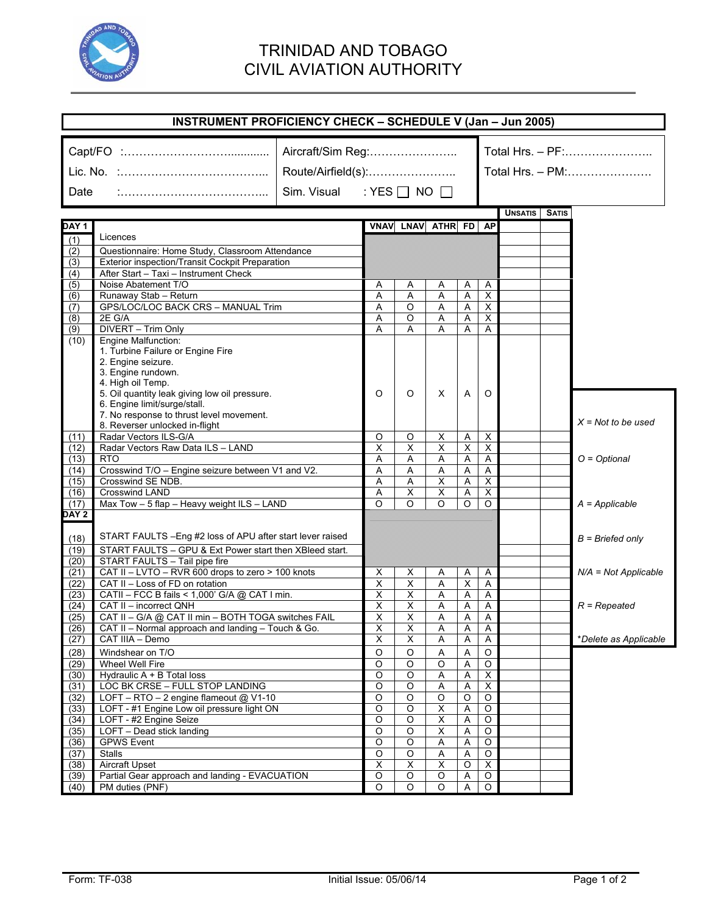# TRINIDAD AND TOBAGO
# CIVIL AVIATION AUTHORITY

## INSTRUMENT PROFICIENCY CHECK – SCHEDULE V (Jan – Jun 2005)

| | | |
|---|---|---|
| Capt/FO :…………………………........... | Aircraft/Sim Reg:………………….. | Total Hrs. – PF:………………….. |
| Lic. No. :……………………………….. | Route/Airfield(s):………………….. | Total Hrs. – PM:…………………. |
| Date :……………………………….. | Sim. Visual : YES ☐ NO ☐ | |

| | DAY 1 | VNAV | LNAV | ATHR | FD | AP | UNSATIS | SATIS |
|---|---|---|---|---|---|---|---|---|
| (1) | Licences | | | | | | | |
| (2) | Questionnaire: Home Study, Classroom Attendance | | | | | | | |
| (3) | Exterior inspection/Transit Cockpit Preparation | | | | | | | |
| (4) | After Start – Taxi – Instrument Check | | | | | | | |
| (5) | Noise Abatement T/O | A | A | A | A | A | | |
| (6) | Runaway Stab – Return | A | A | A | A | X | | |
| (7) | GPS/LOC/LOC BACK CRS – MANUAL Trim | A | O | A | A | X | | |
| (8) | 2E G/A | A | O | A | A | X | | |
| (9) | DIVERT – Trim Only | A | A | A | A | A | | |
| (10) | Engine Malfunction:<br>1. Turbine Failure or Engine Fire<br>2. Engine seizure.<br>3. Engine rundown.<br>4. High oil Temp.<br>5. Oil quantity leak giving low oil pressure.<br>6. Engine limit/surge/stall.<br>7. No response to thrust level movement.<br>8. Reverser unlocked in-flight | O | O | X | A | O | | |
| (11) | Radar Vectors ILS-G/A | O | O | X | A | X | | |
| (12) | Radar Vectors Raw Data ILS – LAND | X | X | X | X | X | | |
| (13) | RTO | A | A | A | A | A | | |
| (14) | Crosswind T/O – Engine seizure between V1 and V2. | A | A | A | A | A | | |
| (15) | Crosswind SE NDB. | A | A | X | A | X | | |
| (16) | Crosswind LAND | A | X | X | A | X | | |
| (17) | Max Tow – 5 flap – Heavy weight ILS – LAND | O | O | O | O | O | | |
| | **DAY 2** | | | | | | | |
| (18) | START FAULTS –Eng #2 loss of APU after start lever raised | | | | | | | |
| (19) | START FAULTS – GPU & Ext Power start then XBleed start. | | | | | | | |
| (20) | START FAULTS – Tail pipe fire | | | | | | | |
| (21) | CAT II – LVTO – RVR 600 drops to zero > 100 knots | X | X | A | A | A | | |
| (22) | CAT II – Loss of FD on rotation | X | X | A | X | A | | |
| (23) | CATII – FCC B fails < 1,000' G/A @ CAT I min. | X | X | A | A | A | | |
| (24) | CAT II – incorrect QNH | X | X | A | A | A | | |
| (25) | CAT II – G/A @ CAT II min – BOTH TOGA switches FAIL | X | X | A | A | A | | |
| (26) | CAT II – Normal approach and landing – Touch & Go. | X | X | A | A | A | | |
| (27) | CAT IIIA – Demo | X | X | A | A | A | | |
| (28) | Windshear on T/O | O | O | A | A | O | | |
| (29) | Wheel Well Fire | O | O | O | A | O | | |
| (30) | Hydraulic A + B Total loss | O | O | A | A | X | | |
| (31) | LOC BK CRSE – FULL STOP LANDING | O | O | A | A | X | | |
| (32) | LOFT – RTO – 2 engine flameout @ V1-10 | O | O | O | O | O | | |
| (33) | LOFT - #1 Engine Low oil pressure light ON | O | O | X | A | O | | |
| (34) | LOFT - #2 Engine Seize | O | O | X | A | O | | |
| (35) | LOFT – Dead stick landing | O | O | X | A | O | | |
| (36) | GPWS Event | O | O | A | A | O | | |
| (37) | Stalls | O | O | A | A | O | | |
| (38) | Aircraft Upset | X | X | X | O | X | | |
| (39) | Partial Gear approach and landing - EVACUATION | O | O | O | A | O | | |
| (40) | PM duties (PNF) | O | O | O | A | O | | |

*X = Not to be used*

*O = Optional*

*A = Applicable*

*B = Briefed only*

*N/A = Not Applicable*

*R = Repeated*

**Delete as Applicable*

Form: TF-038 Initial Issue: 05/06/14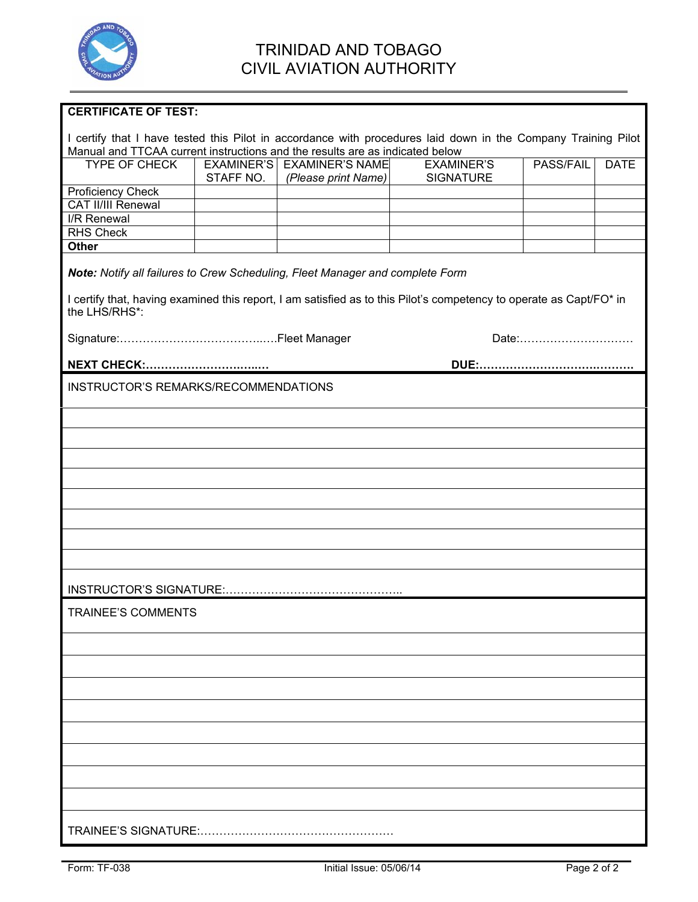# TRINIDAD AND TOBAGO CIVIL AVIATION AUTHORITY

**CERTIFICATE OF TEST:**

I certify that I have tested this Pilot in accordance with procedures laid down in the Company Training Pilot Manual and TTCAA current instructions and the results are as indicated below

| TYPE OF CHECK | EXAMINER'S STAFF NO. | EXAMINER'S NAME *(Please print Name)* | EXAMINER'S SIGNATURE | PASS/FAIL | DATE |
|---|---|---|---|---|---|
| Proficiency Check | | | | | |
| CAT II/III Renewal | | | | | |
| I/R Renewal | | | | | |
| RHS Check | | | | | |
| **Other** | | | | | |

***Note:*** *Notify all failures to Crew Scheduling, Fleet Manager and complete Form*

I certify that, having examined this report, I am satisfied as to this Pilot's competency to operate as Capt/FO* in the LHS/RHS*:

Signature:……………………………..….Fleet Manager Date:…………………………

**NEXT CHECK:…………………….….… DUE:………………………….………**

INSTRUCTOR'S REMARKS/RECOMMENDATIONS

INSTRUCTOR'S SIGNATURE:………………………………………..

TRAINEE'S COMMENTS

TRAINEE'S SIGNATURE:……………………………………………

Form: TF-038 Initial Issue: 05/06/14